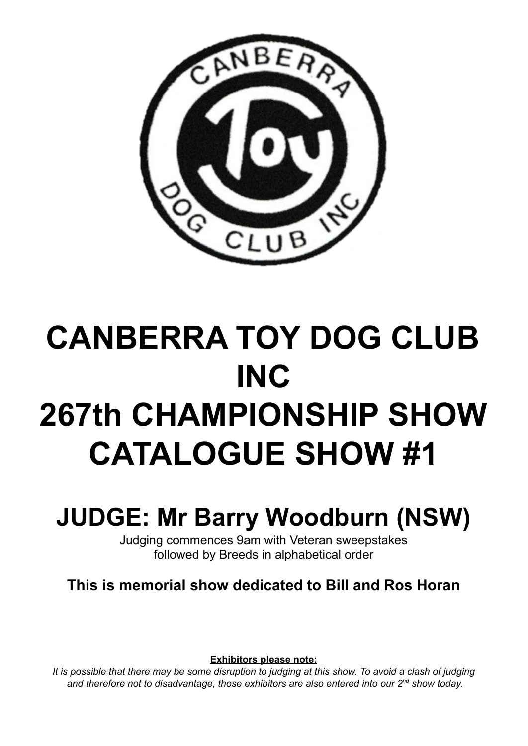# CANBERRA TOY DOG CLUB INC
# 267th CHAMPIONSHIP SHOW
# CATALOGUE SHOW #1

## JUDGE: Mr Barry Woodburn (NSW)

Judging commences 9am with Veteran sweepstakes
followed by Breeds in alphabetical order

**This is memorial show dedicated to Bill and Ros Horan**

**Exhibitors please note:**

*It is possible that there may be some disruption to judging at this show. To avoid a clash of judging and therefore not to disadvantage, those exhibitors are also entered into our 2nd show today.*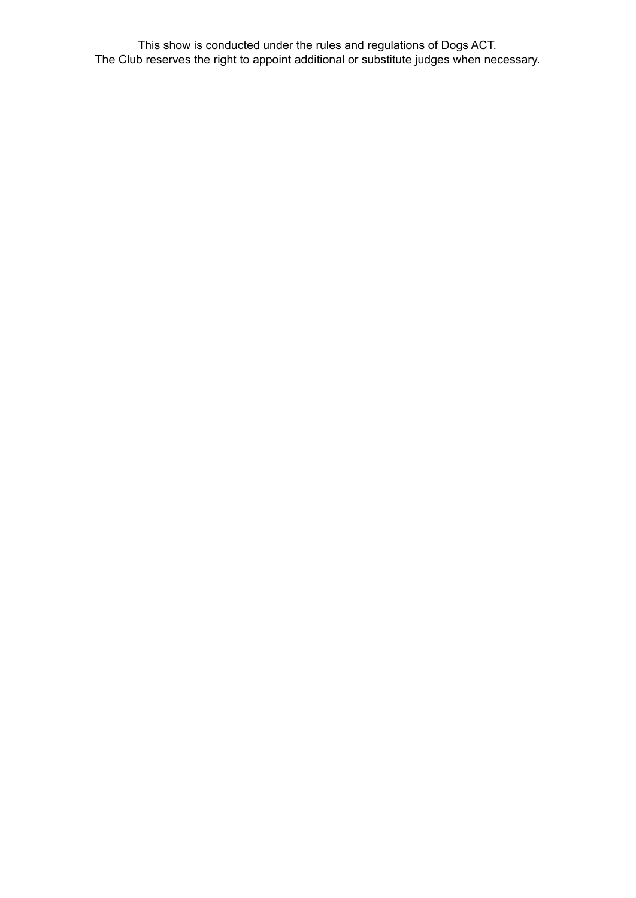This show is conducted under the rules and regulations of Dogs ACT.
The Club reserves the right to appoint additional or substitute judges when necessary.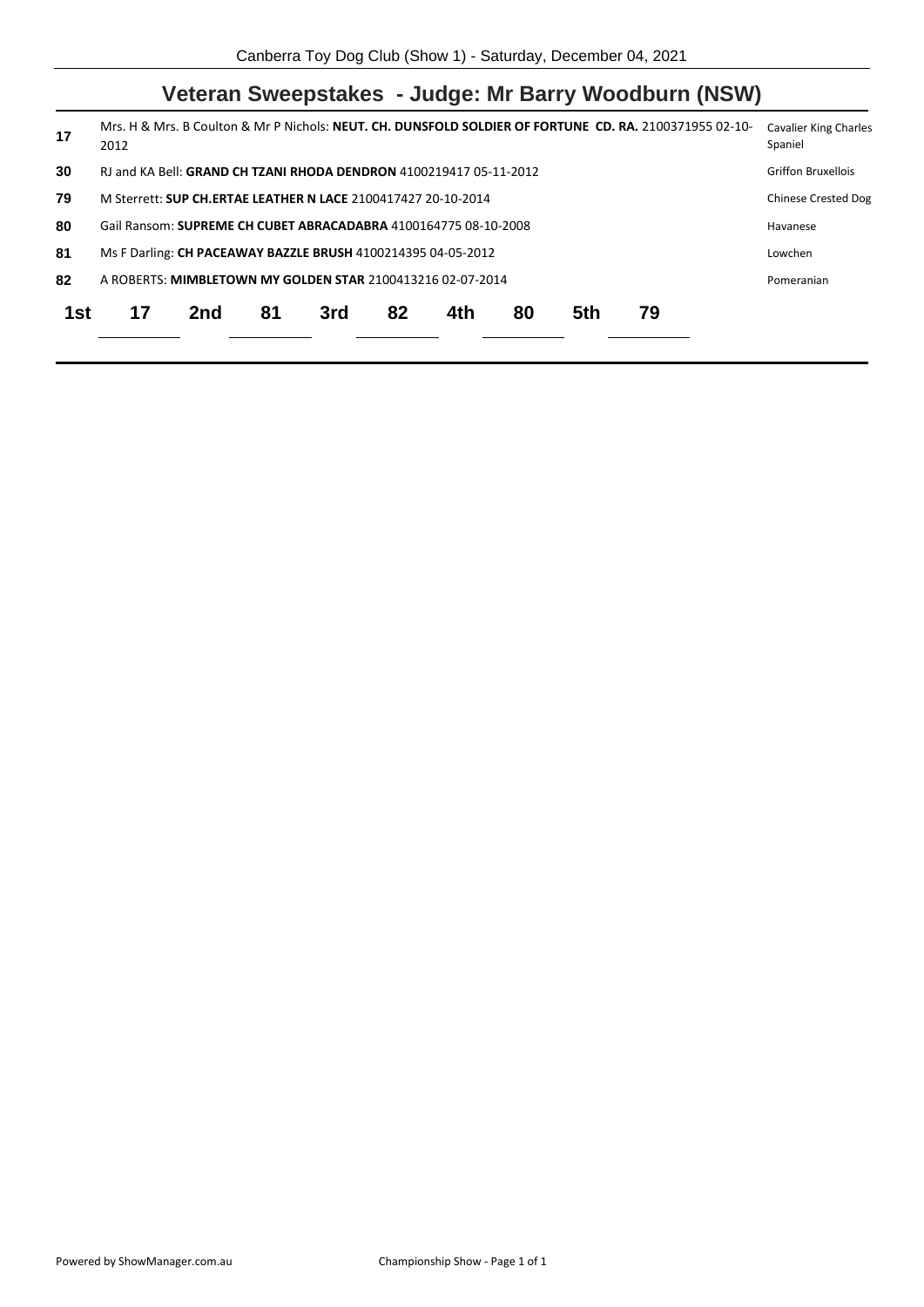Canberra Toy Dog Club (Show 1) - Saturday, December 04, 2021

## Veteran Sweepstakes - Judge: Mr Barry Woodburn (NSW)

| No. | Entry | Breed |
|---|---|---|
| 17 | Mrs. H & Mrs. B Coulton & Mr P Nichols: **NEUT. CH. DUNSFOLD SOLDIER OF FORTUNE CD. RA.** 2100371955 02-10-2012 | Cavalier King Charles Spaniel |
| 30 | RJ and KA Bell: **GRAND CH TZANI RHODA DENDRON** 4100219417 05-11-2012 | Griffon Bruxellois |
| 79 | M Sterrett: **SUP CH.ERTAE LEATHER N LACE** 2100417427 20-10-2014 | Chinese Crested Dog |
| 80 | Gail Ransom: **SUPREME CH CUBET ABRACADABRA** 4100164775 08-10-2008 | Havanese |
| 81 | Ms F Darling: **CH PACEAWAY BAZZLE BRUSH** 4100214395 04-05-2012 | Lowchen |
| 82 | A ROBERTS: **MIMBLETOWN MY GOLDEN STAR** 2100413216 02-07-2014 | Pomeranian |

| 1st | 17 | 2nd | 81 | 3rd | 82 | 4th | 80 | 5th | 79 |
|---|---|---|---|---|---|---|---|---|---|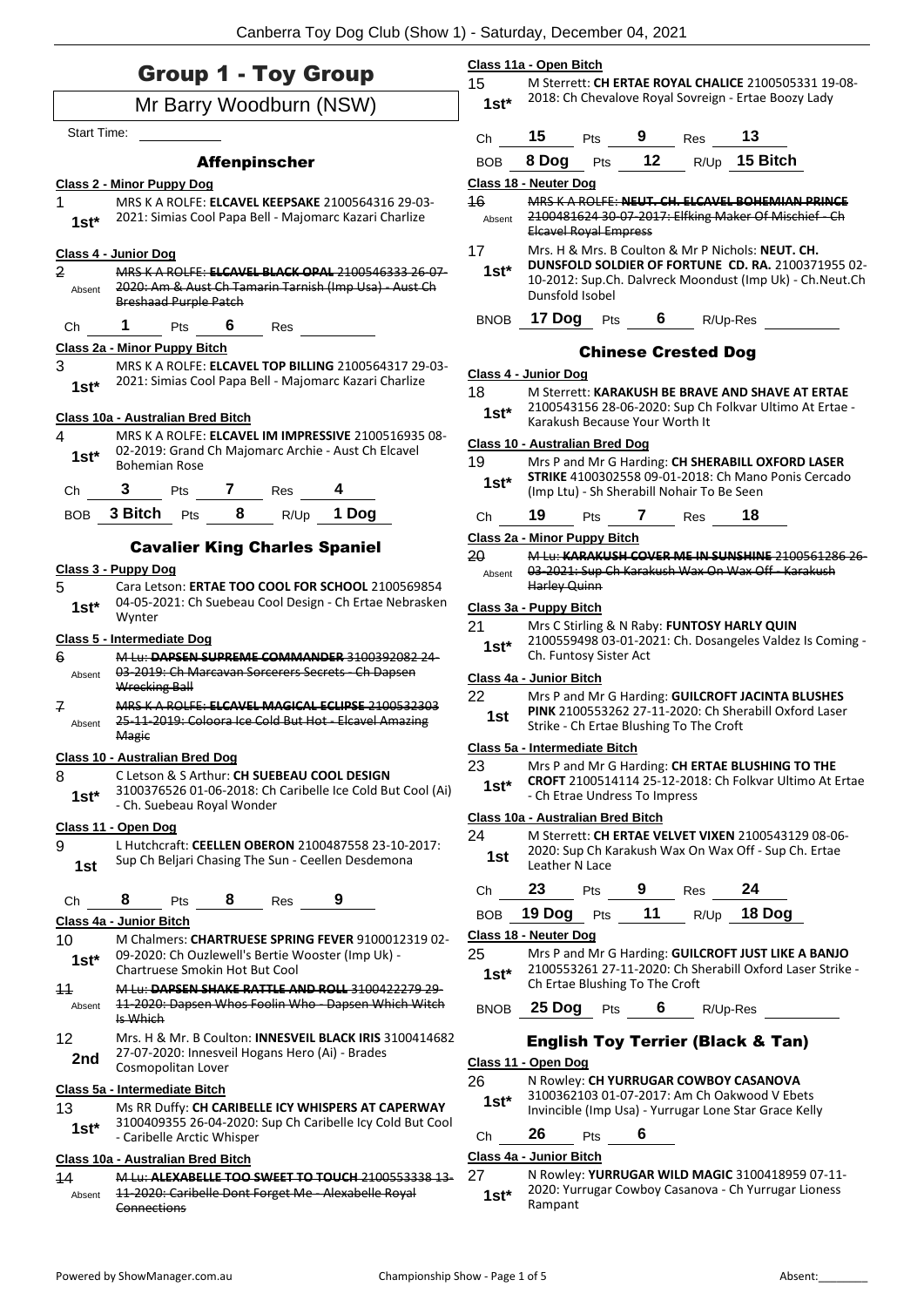# Group 1 - Toy Group

## Mr Barry Woodburn (NSW)

Start Time: ___________

### Affenpinscher

**Class 2 - Minor Puppy Dog**

1 — 1st* — MRS K A ROLFE: **ELCAVEL KEEPSAKE** 2100564316 29-03-2021: Simias Cool Papa Bell - Majomarc Kazari Charlize

**Class 4 - Junior Dog**

2 — Absent — ~~MRS K A ROLFE: **ELCAVEL BLACK OPAL** 2100546333 26-07-2020: Am & Aust Ch Tamarin Tarnish (Imp Usa) - Aust Ch Breshaad Purple Patch~~

Ch 1 Pts 6 Res

**Class 2a - Minor Puppy Bitch**

3 — 1st* — MRS K A ROLFE: **ELCAVEL TOP BILLING** 2100564317 29-03-2021: Simias Cool Papa Bell - Majomarc Kazari Charlize

**Class 10a - Australian Bred Bitch**

4 — 1st* — MRS K A ROLFE: **ELCAVEL IM IMPRESSIVE** 2100516935 08-02-2019: Grand Ch Majomarc Archie - Aust Ch Elcavel Bohemian Rose

Ch 3 Pts 7 Res 4

BOB 3 Bitch Pts 8 R/Up 1 Dog

### Cavalier King Charles Spaniel

**Class 3 - Puppy Dog**

5 — 1st* — Cara Letson: **ERTAE TOO COOL FOR SCHOOL** 2100569854 04-05-2021: Ch Suebeau Cool Design - Ch Ertae Nebrasken Wynter

**Class 5 - Intermediate Dog**

6 — Absent — ~~M Lu: **DAPSEN SUPREME COMMANDER** 3100392082 24-03-2019: Ch Marcavan Sorcerers Secrets - Ch Dapsen Wrecking Ball~~

7 — Absent — ~~MRS K A ROLFE: **ELCAVEL MAGICAL ECLIPSE** 2100532303 25-11-2019: Coloora Ice Cold But Hot - Elcavel Amazing Magic~~

**Class 10 - Australian Bred Dog**

8 — 1st* — C Letson & S Arthur: **CH SUEBEAU COOL DESIGN** 3100376526 01-06-2018: Ch Caribelle Ice Cold But Cool (Ai) - Ch. Suebeau Royal Wonder

**Class 11 - Open Dog**

9 — 1st — L Hutchcraft: **CEELLEN OBERON** 2100487558 23-10-2017: Sup Ch Beljari Chasing The Sun - Ceellen Desdemona

Ch 8 Pts 8 Res 9

**Class 4a - Junior Bitch**

10 — 1st* — M Chalmers: **CHARTRUESE SPRING FEVER** 9100012319 02-09-2020: Ch Ouzlewell's Bertie Wooster (Imp Uk) - Chartruese Smokin Hot But Cool

11 — Absent — ~~M Lu: **DAPSEN SHAKE RATTLE AND ROLL** 3100422279 29-11-2020: Dapsen Whos Foolin Who - Dapsen Which Witch Is Which~~

12 — 2nd — Mrs. H & Mr. B Coulton: **INNESVEIL BLACK IRIS** 3100414682 27-07-2020: Innesveil Hogans Hero (Ai) - Brades Cosmopolitan Lover

**Class 5a - Intermediate Bitch**

13 — 1st* — Ms RR Duffy: **CH CARIBELLE ICY WHISPERS AT CAPERWAY** 3100409355 26-04-2020: Sup Ch Caribelle Icy Cold But Cool - Caribelle Arctic Whisper

**Class 10a - Australian Bred Bitch**

14 — Absent — ~~M Lu: **ALEXABELLE TOO SWEET TO TOUCH** 2100553338 13-11-2020: Caribelle Dont Forget Me - Alexabelle Royal Connections~~

**Class 11a - Open Bitch**

15 — 1st* — M Sterrett: **CH ERTAE ROYAL CHALICE** 2100505331 19-08-2018: Ch Chevalove Royal Sovreign - Ertae Boozy Lady

Ch 15 Pts 9 Res 13

BOB 8 Dog Pts 12 R/Up 15 Bitch

**Class 18 - Neuter Dog**

16 — Absent — ~~MRS K A ROLFE: **NEUT. CH. ELCAVEL BOHEMIAN PRINCE** 2100481624 30-07-2017: Elfking Maker Of Mischief - Ch Elcavel Royal Empress~~

17 — 1st* — Mrs. H & Mrs. B Coulton & Mr P Nichols: **NEUT. CH. DUNSFOLD SOLDIER OF FORTUNE CD. RA.** 2100371955 02-10-2012: Sup.Ch. Dalvreck Moondust (Imp Uk) - Ch.Neut.Ch Dunsfold Isobel

BNOB 17 Dog Pts 6 R/Up-Res

### Chinese Crested Dog

**Class 4 - Junior Dog**

18 — 1st* — M Sterrett: **KARAKUSH BE BRAVE AND SHAVE AT ERTAE** 2100543156 28-06-2020: Sup Ch Folkvar Ultimo At Ertae - Karakush Because Your Worth It

**Class 10 - Australian Bred Dog**

19 — 1st* — Mrs P and Mr G Harding: **CH SHERABILL OXFORD LASER STRIKE** 4100302558 09-01-2018: Ch Mano Ponis Cercado (Imp Ltu) - Sh Sherabill Nohair To Be Seen

Ch 19 Pts 7 Res 18

**Class 2a - Minor Puppy Bitch**

20 — Absent — ~~M Lu: **KARAKUSH COVER ME IN SUNSHINE** 2100561286 26-03-2021: Sup Ch Karakush Wax On Wax Off - Karakush Harley Quinn~~

**Class 3a - Puppy Bitch**

21 — 1st* — Mrs C Stirling & N Raby: **FUNTOSY HARLY QUIN** 2100559498 03-01-2021: Ch. Dosangeles Valdez Is Coming - Ch. Funtosy Sister Act

**Class 4a - Junior Bitch**

22 — 1st — Mrs P and Mr G Harding: **GUILCROFT JACINTA BLUSHES PINK** 2100553262 27-11-2020: Ch Sherabill Oxford Laser Strike - Ch Ertae Blushing To The Croft

**Class 5a - Intermediate Bitch**

23 — 1st* — Mrs P and Mr G Harding: **CH ERTAE BLUSHING TO THE CROFT** 2100514114 25-12-2018: Ch Folkvar Ultimo At Ertae - Ch Etrae Undress To Impress

**Class 10a - Australian Bred Bitch**

24 — 1st — M Sterrett: **CH ERTAE VELVET VIXEN** 2100543129 08-06-2020: Sup Ch Karakush Wax On Wax Off - Sup Ch. Ertae Leather N Lace

Ch 23 Pts 9 Res 24

BOB 19 Dog Pts 11 R/Up 18 Dog

**Class 18 - Neuter Dog**

25 — 1st* — Mrs P and Mr G Harding: **GUILCROFT JUST LIKE A BANJO** 2100553261 27-11-2020: Ch Sherabill Oxford Laser Strike - Ch Ertae Blushing To The Croft

BNOB 25 Dog Pts 6 R/Up-Res

### English Toy Terrier (Black & Tan)

**Class 11 - Open Dog**

26 — 1st* — N Rowley: **CH YURRUGAR COWBOY CASANOVA** 3100362103 01-07-2017: Am Ch Oakwood V Ebets Invincible (Imp Usa) - Yurrugar Lone Star Grace Kelly

Ch 26 Pts 6

**Class 4a - Junior Bitch**

27 — 1st* — N Rowley: **YURRUGAR WILD MAGIC** 3100418959 07-11-2020: Yurrugar Cowboy Casanova - Ch Yurrugar Lioness Rampant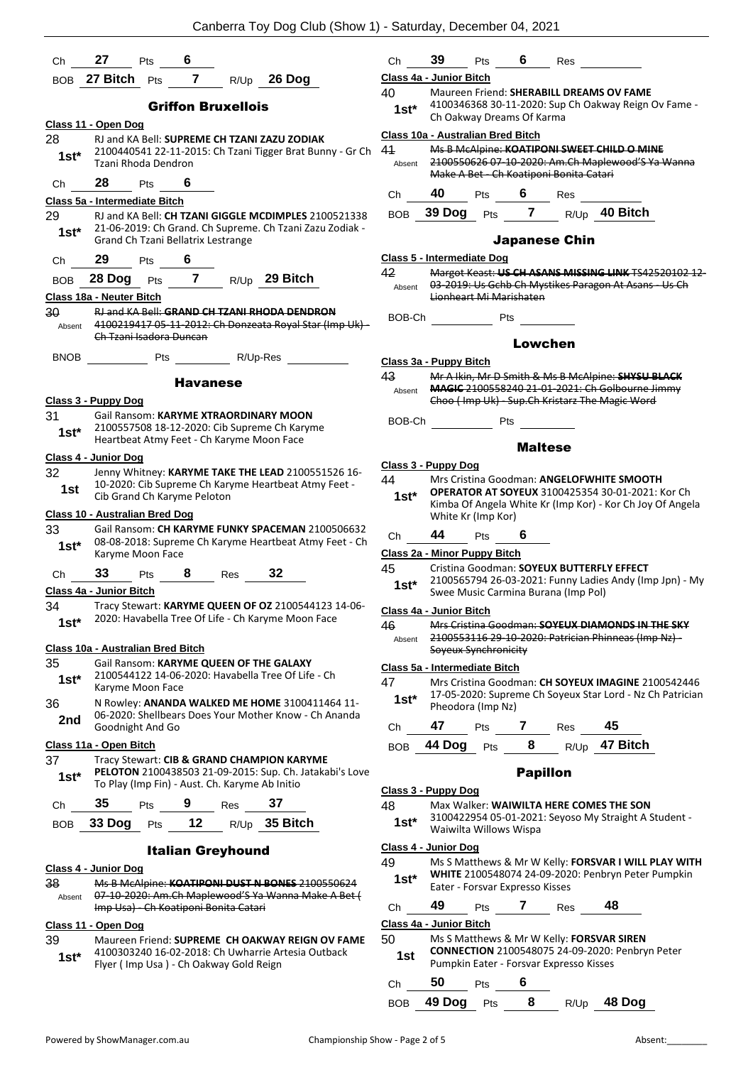Ch 27 Pts 6

BOB 27 Bitch Pts 7 R/Up 26 Dog

## Griffon Bruxellois

**Class 11 - Open Dog**

28 **1st*** RJ and KA Bell: **SUPREME CH TZANI ZAZU ZODIAK** 2100440541 22-11-2015: Ch Tzani Tigger Brat Bunny - Gr Ch Tzani Rhoda Dendron

Ch 28 Pts 6

**Class 5a - Intermediate Bitch**

29 **1st*** RJ and KA Bell: **CH TZANI GIGGLE MCDIMPLES** 2100521338 21-06-2019: Ch Grand. Ch Supreme. Ch Tzani Zazu Zodiak - Grand Ch Tzani Bellatrix Lestrange

Ch 29 Pts 6

BOB 28 Dog Pts 7 R/Up 29 Bitch

**Class 18a - Neuter Bitch**

30 Absent ~~RJ and KA Bell: **GRAND CH TZANI RHODA DENDRON** 4100219417 05-11-2012: Ch Donzeata Royal Star (Imp Uk) - Ch Tzani Isadora Duncan~~

BNOB Pts R/Up-Res

## Havanese

**Class 3 - Puppy Dog**

31 **1st*** Gail Ransom: **KARYME XTRAORDINARY MOON** 2100557508 18-12-2020: Cib Supreme Ch Karyme Heartbeat Atmy Feet - Ch Karyme Moon Face

**Class 4 - Junior Dog**

32 **1st** Jenny Whitney: **KARYME TAKE THE LEAD** 2100551526 16-10-2020: Cib Supreme Ch Karyme Heartbeat Atmy Feet - Cib Grand Ch Karyme Peloton

**Class 10 - Australian Bred Dog**

33 **1st*** Gail Ransom: **CH KARYME FUNKY SPACEMAN** 2100506632 08-08-2018: Supreme Ch Karyme Heartbeat Atmy Feet - Ch Karyme Moon Face

Ch 33 Pts 8 Res 32

**Class 4a - Junior Bitch**

34 **1st*** Tracy Stewart: **KARYME QUEEN OF OZ** 2100544123 14-06-2020: Havabella Tree Of Life - Ch Karyme Moon Face

**Class 10a - Australian Bred Bitch**

35 **1st*** Gail Ransom: **KARYME QUEEN OF THE GALAXY** 2100544122 14-06-2020: Havabella Tree Of Life - Ch Karyme Moon Face

36 **2nd** N Rowley: **ANANDA WALKED ME HOME** 3100411464 11-06-2020: Shellbears Does Your Mother Know - Ch Ananda Goodnight And Go

**Class 11a - Open Bitch**

37 **1st*** Tracy Stewart: **CIB & GRAND CHAMPION KARYME PELOTON** 2100438503 21-09-2015: Sup. Ch. Jatakabi's Love To Play (Imp Fin) - Aust. Ch. Karyme Ab Initio

Ch 35 Pts 9 Res 37

BOB 33 Dog Pts 12 R/Up 35 Bitch

## Italian Greyhound

**Class 4 - Junior Dog**

38 Absent ~~Ms B McAlpine: **KOATIPONI DUST N BONES** 2100550624 07-10-2020: Am.Ch Maplewood'S Ya Wanna Make A Bet ( Imp Usa) - Ch Koatiponi Bonita Catari~~

**Class 11 - Open Dog**

39 **1st*** Maureen Friend: **SUPREME CH OAKWAY REIGN OV FAME** 4100303240 16-02-2018: Ch Uwharrie Artesia Outback Flyer ( Imp Usa ) - Ch Oakway Gold Reign

Ch 39 Pts 6 Res

**Class 4a - Junior Bitch**

40 **1st*** Maureen Friend: **SHERABILL DREAMS OV FAME** 4100346368 30-11-2020: Sup Ch Oakway Reign Ov Fame - Ch Oakway Dreams Of Karma

**Class 10a - Australian Bred Bitch**

41 Absent ~~Ms B McAlpine: **KOATIPONI SWEET CHILD O MINE** 2100550626 07-10-2020: Am.Ch Maplewood'S Ya Wanna Make A Bet - Ch Koatiponi Bonita Catari~~

Ch 40 Pts 6 Res

BOB 39 Dog Pts 7 R/Up 40 Bitch

## Japanese Chin

**Class 5 - Intermediate Dog**

42 Absent ~~Margot Keast: **US CH ASANS MISSING LINK** TS42520102 12-03-2019: Us Gchb Ch Mystikes Paragon At Asans - Us Ch Lionheart Mi Marishaten~~

BOB-Ch Pts

## Lowchen

**Class 3a - Puppy Bitch**

43 Absent ~~Mr A Ikin, Mr D Smith & Ms B McAlpine: **SHYSU BLACK MAGIC** 2100558240 21-01-2021: Ch Golbourne Jimmy Choo ( Imp Uk) - Sup.Ch Kristarz The Magic Word~~

BOB-Ch Pts

## Maltese

**Class 3 - Puppy Dog**

44 **1st*** Mrs Cristina Goodman: **ANGELOFWHITE SMOOTH OPERATOR AT SOYEUX** 3100425354 30-01-2021: Kor Ch Kimba Of Angela White Kr (Imp Kor) - Kor Ch Joy Of Angela White Kr (Imp Kor)

Ch 44 Pts 6

**Class 2a - Minor Puppy Bitch**

45 **1st*** Cristina Goodman: **SOYEUX BUTTERFLY EFFECT** 2100565794 26-03-2021: Funny Ladies Andy (Imp Jpn) - My Swee Music Carmina Burana (Imp Pol)

**Class 4a - Junior Bitch**

46 Absent ~~Mrs Cristina Goodman: **SOYEUX DIAMONDS IN THE SKY** 2100553116 29-10-2020: Patrician Phinneas (Imp Nz) - Soyeux Synchronicity~~

**Class 5a - Intermediate Bitch**

47 **1st*** Mrs Cristina Goodman: **CH SOYEUX IMAGINE** 2100542446 17-05-2020: Supreme Ch Soyeux Star Lord - Nz Ch Patrician Pheodora (Imp Nz)

Ch 47 Pts 7 Res 45

BOB 44 Dog Pts 8 R/Up 47 Bitch

## Papillon

**Class 3 - Puppy Dog**

48 **1st*** Max Walker: **WAIWILTA HERE COMES THE SON** 3100422954 05-01-2021: Seyoso My Straight A Student - Waiwilta Willows Wispa

**Class 4 - Junior Dog**

49 **1st*** Ms S Matthews & Mr W Kelly: **FORSVAR I WILL PLAY WITH WHITE** 2100548074 24-09-2020: Penbryn Peter Pumpkin Eater - Forsvar Expresso Kisses

Ch 49 Pts 7 Res 48

**Class 4a - Junior Bitch**

50 **1st** Ms S Matthews & Mr W Kelly: **FORSVAR SIREN CONNECTION** 2100548075 24-09-2020: Penbryn Peter Pumpkin Eater - Forsvar Expresso Kisses

Ch 50 Pts 6

BOB 49 Dog Pts 8 R/Up 48 Dog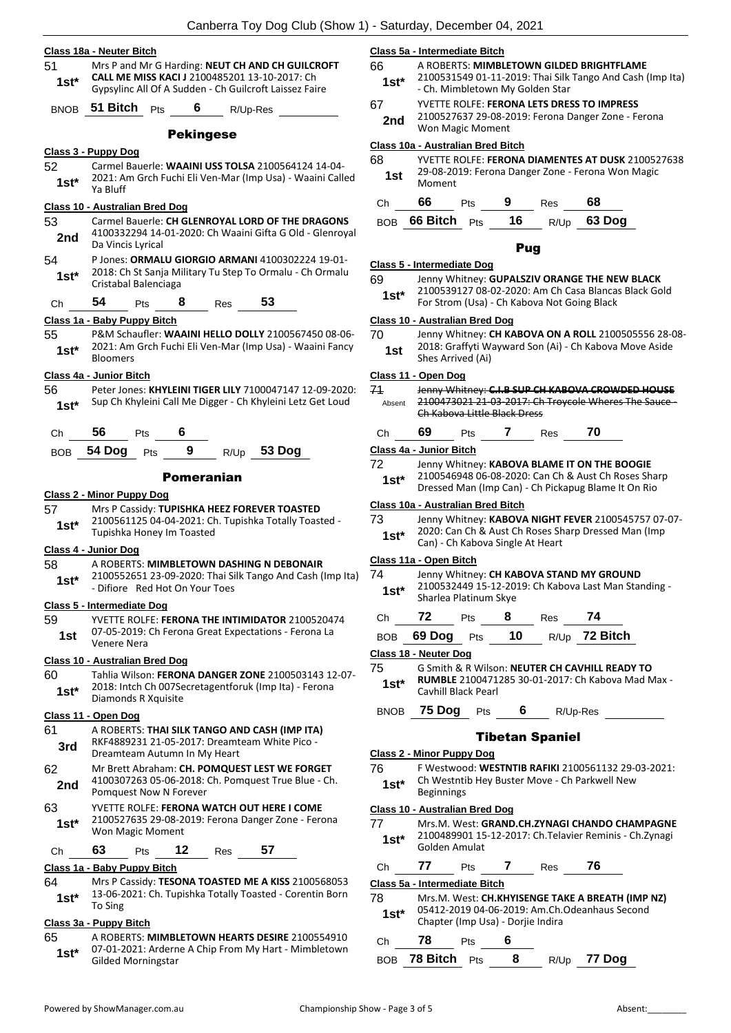### Class 18a - Neuter Bitch

51 **1st*** Mrs P and Mr G Harding: **NEUT CH AND CH GUILCROFT CALL ME MISS KACI J** 2100485201 13-10-2017: Ch Gypsylinc All Of A Sudden - Ch Guilcroft Laissez Faire

BNOB **51 Bitch** Pts **6** R/Up-Res

## Pekingese

### Class 3 - Puppy Dog

52 **1st*** Carmel Bauerle: **WAAINI USS TOLSA** 2100564124 14-04-2021: Am Grch Fuchi Eli Ven-Mar (Imp Usa) - Waaini Called Ya Bluff

### Class 10 - Australian Bred Dog

53 **2nd** Carmel Bauerle: **CH GLENROYAL LORD OF THE DRAGONS** 4100332294 14-01-2020: Ch Waaini Gifta G Old - Glenroyal Da Vincis Lyrical

54 **1st*** P Jones: **ORMALU GIORGIO ARMANI** 4100302224 19-01-2018: Ch St Sanja Military Tu Step To Ormalu - Ch Ormalu Cristabal Balenciaga

Ch **54** Pts **8** Res **53**

### Class 1a - Baby Puppy Bitch

55 **1st*** P&M Schaufler: **WAAINI HELLO DOLLY** 2100567450 08-06-2021: Am Grch Fuchi Eli Ven-Mar (Imp Usa) - Waaini Fancy Bloomers

### Class 4a - Junior Bitch

56 **1st*** Peter Jones: **KHYLEINI TIGER LILY** 7100047147 12-09-2020: Sup Ch Khyleini Call Me Digger - Ch Khyleini Letz Get Loud

Ch **56** Pts **6**

BOB **54 Dog** Pts **9** R/Up **53 Dog**

## Pomeranian

### Class 2 - Minor Puppy Dog

57 **1st*** Mrs P Cassidy: **TUPISHKA HEEZ FOREVER TOASTED** 2100561125 04-04-2021: Ch. Tupishka Totally Toasted - Tupishka Honey Im Toasted

### Class 4 - Junior Dog

58 **1st*** A ROBERTS: **MIMBLETOWN DASHING N DEBONAIR** 2100552651 23-09-2020: Thai Silk Tango And Cash (Imp Ita) - Difiore Red Hot On Your Toes

### Class 5 - Intermediate Dog

59 **1st** YVETTE ROLFE: **FERONA THE INTIMIDATOR** 2100520474 07-05-2019: Ch Ferona Great Expectations - Ferona La Venere Nera

### Class 10 - Australian Bred Dog

60 **1st*** Tahlia Wilson: **FERONA DANGER ZONE** 2100503143 12-07-2018: Intch Ch 007Secretagentforuk (Imp Ita) - Ferona Diamonds R Xquisite

### Class 11 - Open Dog

61 **3rd** A ROBERTS: **THAI SILK TANGO AND CASH (IMP ITA)** RKF4889231 21-05-2017: Dreamteam White Pico - Dreamteam Autumn In My Heart

62 **2nd** Mr Brett Abraham: **CH. POMQUEST LEST WE FORGET** 4100307263 05-06-2018: Ch. Pomquest True Blue - Ch. Pomquest Now N Forever

63 **1st*** YVETTE ROLFE: **FERONA WATCH OUT HERE I COME** 2100527635 29-08-2019: Ferona Danger Zone - Ferona Won Magic Moment

Ch **63** Pts **12** Res **57**

### Class 1a - Baby Puppy Bitch

64 **1st*** Mrs P Cassidy: **TESONA TOASTED ME A KISS** 2100568053 13-06-2021: Ch. Tupishka Totally Toasted - Corentin Born To Sing

### Class 3a - Puppy Bitch

65 **1st*** A ROBERTS: **MIMBLETOWN HEARTS DESIRE** 2100554910 07-01-2021: Arderne A Chip From My Hart - Mimbletown Gilded Morningstar

### Class 5a - Intermediate Bitch

66 **1st*** A ROBERTS: **MIMBLETOWN GILDED BRIGHTFLAME** 2100531549 01-11-2019: Thai Silk Tango And Cash (Imp Ita) - Ch. Mimbletown My Golden Star

67 **2nd** YVETTE ROLFE: **FERONA LETS DRESS TO IMPRESS** 2100527637 29-08-2019: Ferona Danger Zone - Ferona Won Magic Moment

### Class 10a - Australian Bred Bitch

68 **1st** YVETTE ROLFE: **FERONA DIAMENTES AT DUSK** 2100527638 29-08-2019: Ferona Danger Zone - Ferona Won Magic Moment

Ch **66** Pts **9** Res **68**

BOB **66 Bitch** Pts **16** R/Up **63 Dog**

## Pug

### Class 5 - Intermediate Dog

69 **1st*** Jenny Whitney: **GUPALSZIV ORANGE THE NEW BLACK** 2100539127 08-02-2020: Am Ch Casa Blancas Black Gold For Strom (Usa) - Ch Kabova Not Going Black

### Class 10 - Australian Bred Dog

70 **1st** Jenny Whitney: **CH KABOVA ON A ROLL** 2100505556 28-08-2018: Graffyti Wayward Son (Ai) - Ch Kabova Move Aside Shes Arrived (Ai)

### Class 11 - Open Dog

71 Absent ~~Jenny Whitney: **C.I.B SUP CH KABOVA CROWDED HOUSE** 2100473021 21-03-2017: Ch Troycole Wheres The Sauce - Ch Kabova Little Black Dress~~

Ch **69** Pts **7** Res **70**

### Class 4a - Junior Bitch

72 **1st*** Jenny Whitney: **KABOVA BLAME IT ON THE BOOGIE** 2100546948 06-08-2020: Can Ch & Aust Ch Roses Sharp Dressed Man (Imp Can) - Ch Pickapug Blame It On Rio

### Class 10a - Australian Bred Bitch

73 **1st*** Jenny Whitney: **KABOVA NIGHT FEVER** 2100545757 07-07-2020: Can Ch & Aust Ch Roses Sharp Dressed Man (Imp Can) - Ch Kabova Single At Heart

### Class 11a - Open Bitch

74 **1st*** Jenny Whitney: **CH KABOVA STAND MY GROUND** 2100532449 15-12-2019: Ch Kabova Last Man Standing - Sharlea Platinum Skye

Ch **72** Pts **8** Res **74**

BOB **69 Dog** Pts **10** R/Up **72 Bitch**

### Class 18 - Neuter Dog

75 **1st*** G Smith & R Wilson: **NEUTER CH CAVHILL READY TO RUMBLE** 2100471285 30-01-2017: Ch Kabova Mad Max - Cavhill Black Pearl

BNOB **75 Dog** Pts **6** R/Up-Res

## Tibetan Spaniel

### Class 2 - Minor Puppy Dog

76 **1st*** F Westwood: **WESTNTIB RAFIKI** 2100561132 29-03-2021: Ch Westntib Hey Buster Move - Ch Parkwell New Beginnings

### Class 10 - Australian Bred Dog

77 **1st*** Mrs.M. West: **GRAND.CH.ZYNAGI CHANDO CHAMPAGNE** 2100489901 15-12-2017: Ch.Telavier Reminis - Ch.Zynagi Golden Amulat

Ch **77** Pts **7** Res **76**

### Class 5a - Intermediate Bitch

78 **1st*** Mrs.M. West: **CH.KHYISENGE TAKE A BREATH (IMP NZ)** 05412-2019 04-06-2019: Am.Ch.Odeanhaus Second Chapter (Imp Usa) - Dorjie Indira

Ch **78** Pts **6**

BOB **78 Bitch** Pts **8** R/Up **77 Dog**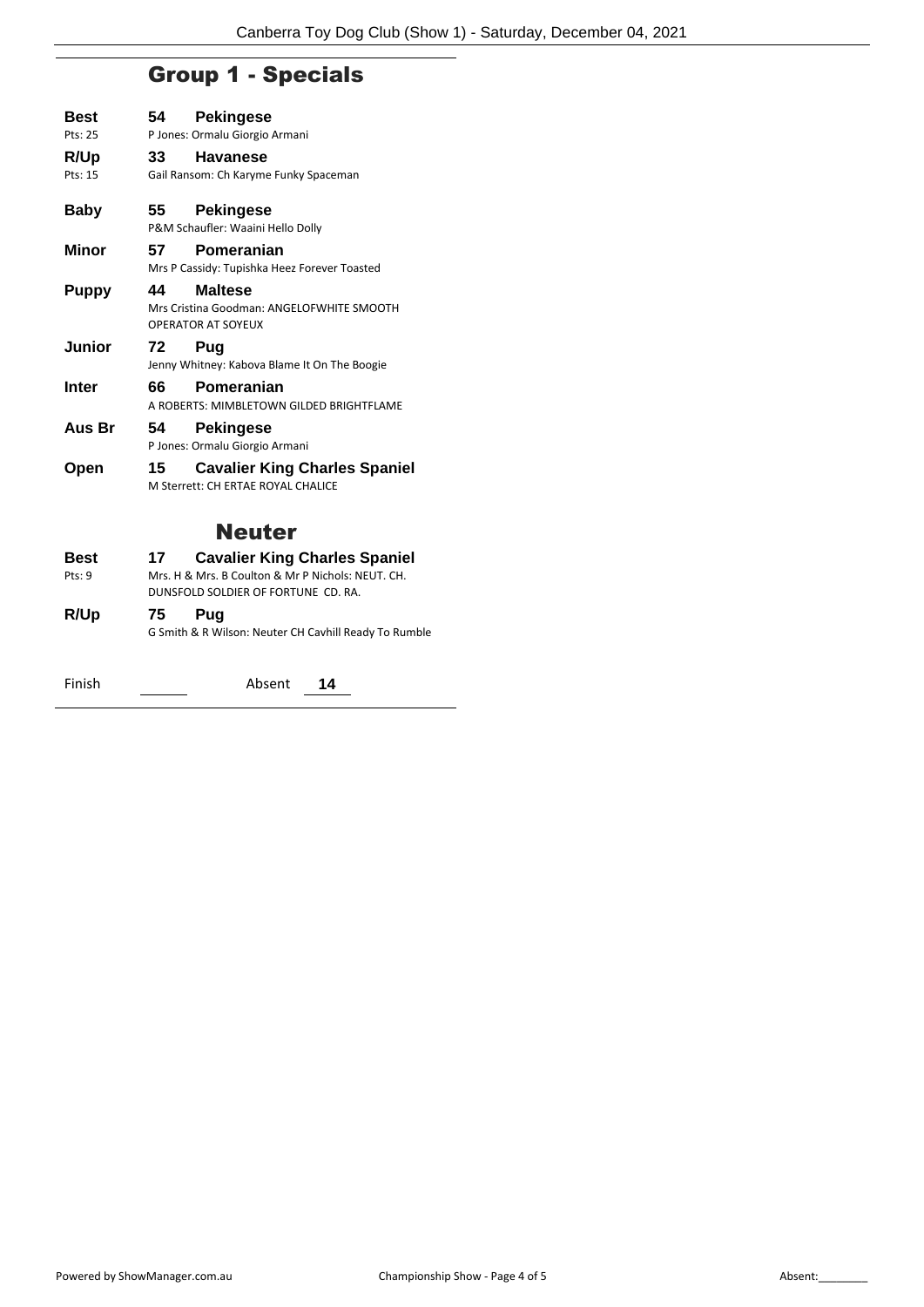## Group 1 - Specials

**Best** Pts: 25 — **54 Pekingese**
P Jones: Ormalu Giorgio Armani

**R/Up** Pts: 15 — **33 Havanese**
Gail Ransom: Ch Karyme Funky Spaceman

**Baby** — **55 Pekingese**
P&M Schaufler: Waaini Hello Dolly

**Minor** — **57 Pomeranian**
Mrs P Cassidy: Tupishka Heez Forever Toasted

**Puppy** — **44 Maltese**
Mrs Cristina Goodman: ANGELOFWHITE SMOOTH OPERATOR AT SOYEUX

**Junior** — **72 Pug**
Jenny Whitney: Kabova Blame It On The Boogie

**Inter** — **66 Pomeranian**
A ROBERTS: MIMBLETOWN GILDED BRIGHTFLAME

**Aus Br** — **54 Pekingese**
P Jones: Ormalu Giorgio Armani

**Open** — **15 Cavalier King Charles Spaniel**
M Sterrett: CH ERTAE ROYAL CHALICE

## Neuter

**Best** Pts: 9 — **17 Cavalier King Charles Spaniel**
Mrs. H & Mrs. B Coulton & Mr P Nichols: NEUT. CH. DUNSFOLD SOLDIER OF FORTUNE CD. RA.

**R/Up** — **75 Pug**
G Smith & R Wilson: Neuter CH Cavhill Ready To Rumble

Finish ______ Absent **14**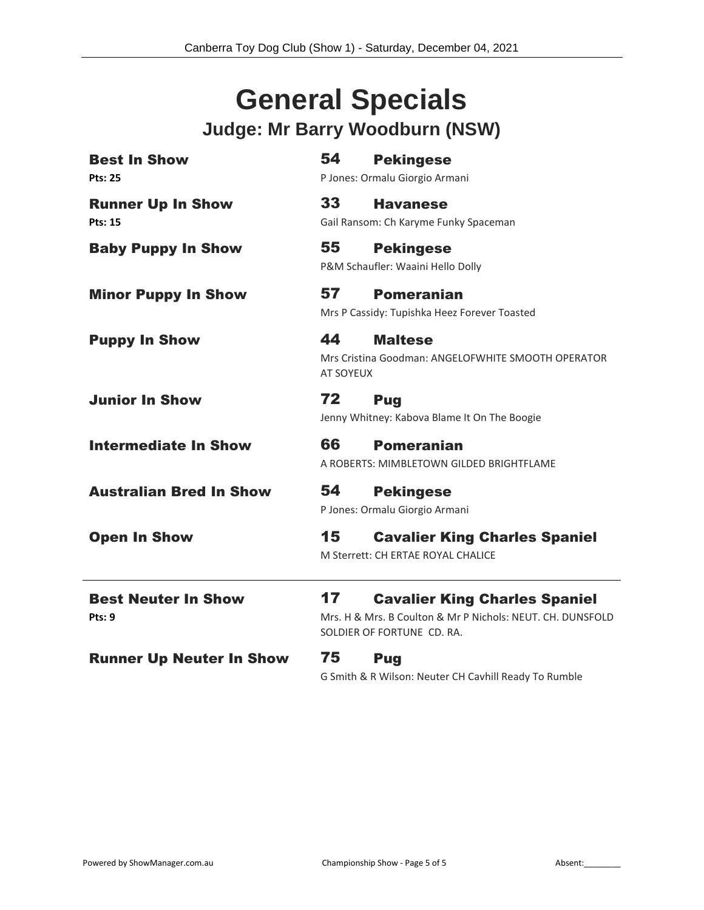# General Specials

## Judge: Mr Barry Woodburn (NSW)

**Best In Show**
Pts: 25

**54 Pekingese**
P Jones: Ormalu Giorgio Armani

**Runner Up In Show**
Pts: 15

**33 Havanese**
Gail Ransom: Ch Karyme Funky Spaceman

**Baby Puppy In Show**

**55 Pekingese**
P&M Schaufler: Waaini Hello Dolly

**Minor Puppy In Show**

**57 Pomeranian**
Mrs P Cassidy: Tupishka Heez Forever Toasted

**Puppy In Show**

**44 Maltese**
Mrs Cristina Goodman: ANGELOFWHITE SMOOTH OPERATOR AT SOYEUX

**Junior In Show**

**72 Pug**
Jenny Whitney: Kabova Blame It On The Boogie

**Intermediate In Show**

**66 Pomeranian**
A ROBERTS: MIMBLETOWN GILDED BRIGHTFLAME

**Australian Bred In Show**

**54 Pekingese**
P Jones: Ormalu Giorgio Armani

**Open In Show**

**15 Cavalier King Charles Spaniel**
M Sterrett: CH ERTAE ROYAL CHALICE

---

**Best Neuter In Show**
Pts: 9

**17 Cavalier King Charles Spaniel**
Mrs. H & Mrs. B Coulton & Mr P Nichols: NEUT. CH. DUNSFOLD SOLDIER OF FORTUNE CD. RA.

**Runner Up Neuter In Show**

**75 Pug**
G Smith & R Wilson: Neuter CH Cavhill Ready To Rumble